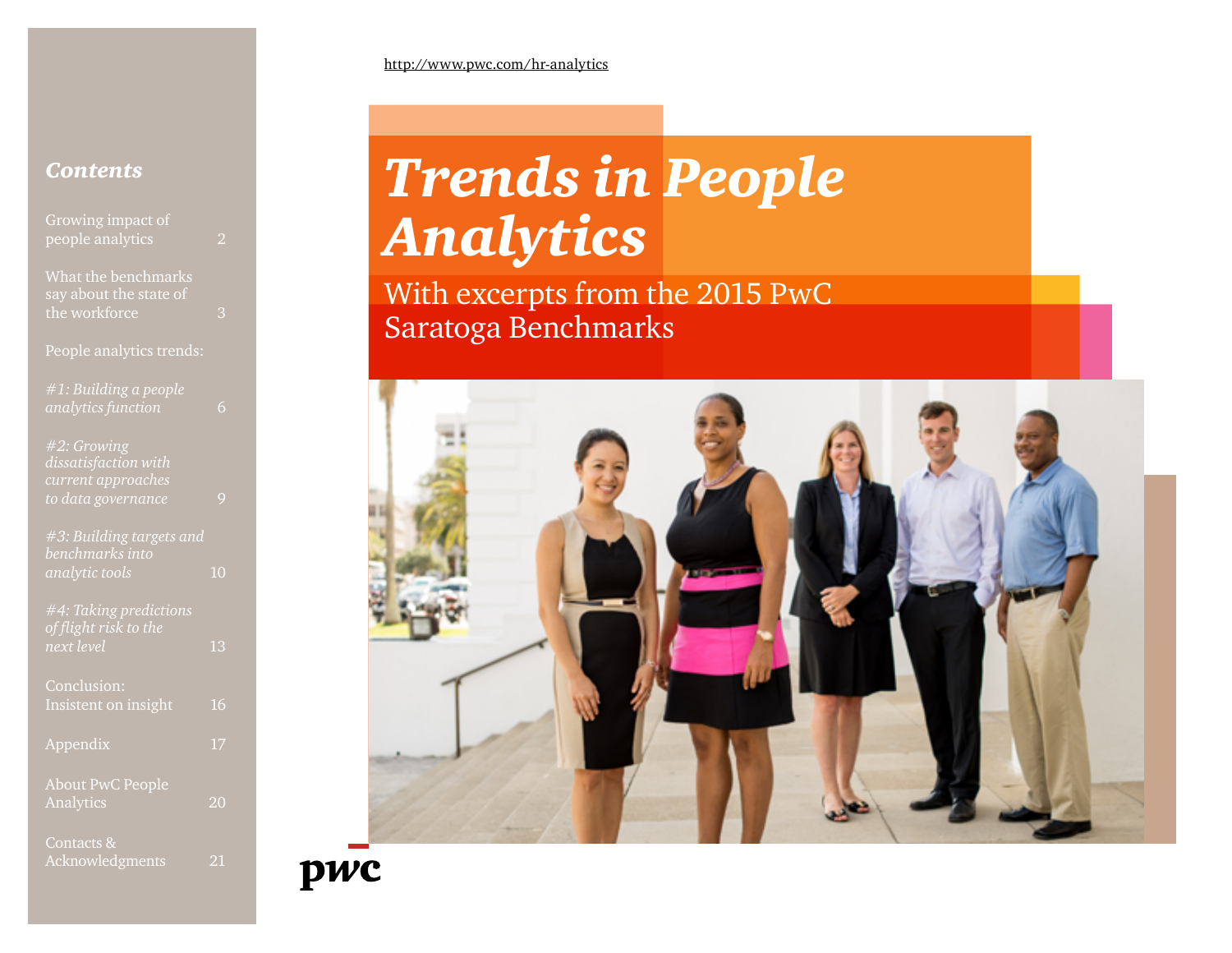http://www.pwc.com/hr-analytics

# *Trends in People Analytics*

With excerpts from the 2015 PwC Saratoga Benchmarks

## *Contents*

- Growing impact of people analytics — 2
- What the benchmarks say about the state of the workforce — 3
- People analytics trends:
  - *#1: Building a people analytics function* — 6
  - *#2: Growing dissatisfaction with current approaches to data governance* — 9
  - *#3: Building targets and benchmarks into analytic tools* — 10
  - *#4: Taking predictions of flight risk to the next level* — 13
- Conclusion: Insistent on insight — 16
- Appendix — 17
- About PwC People Analytics — 20
- Contacts & Acknowledgments — 21

pwc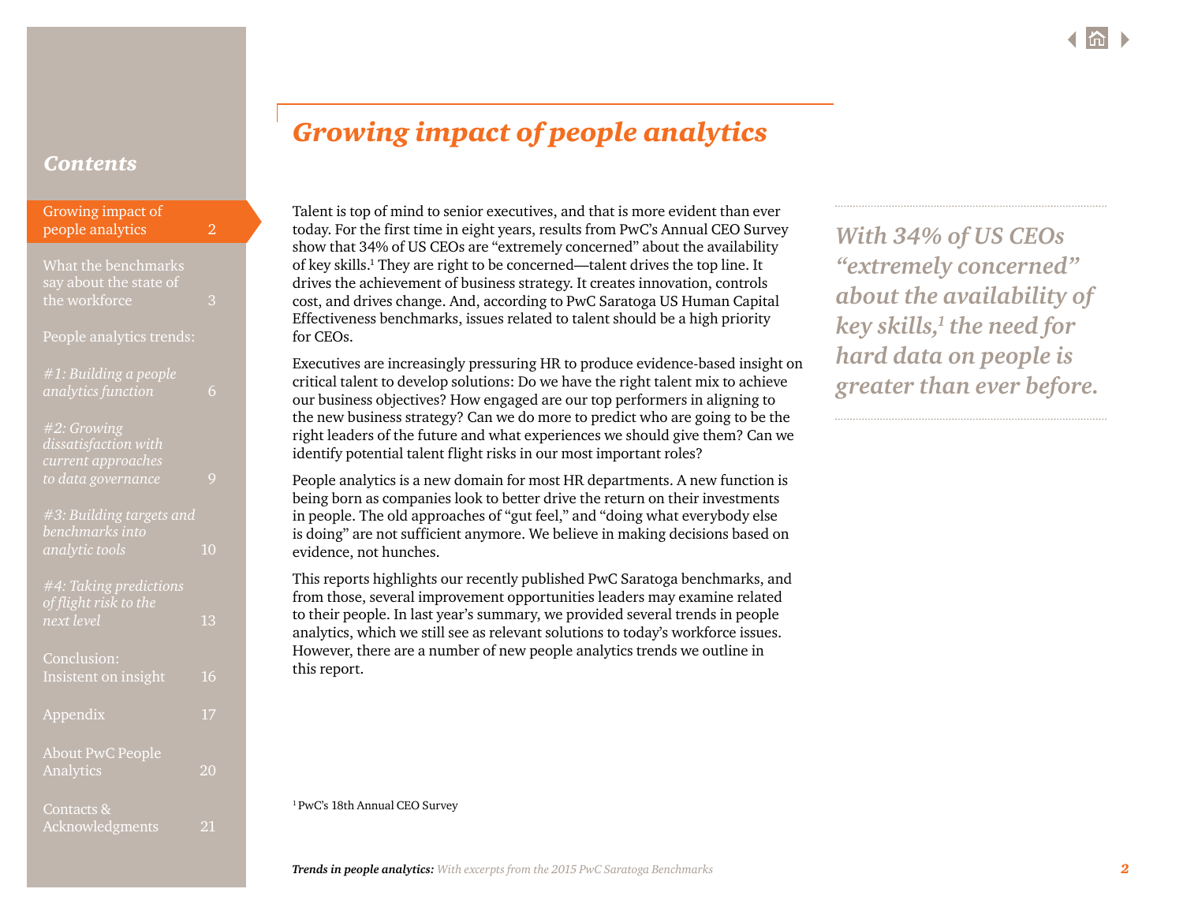# Growing impact of people analytics

Talent is top of mind to senior executives, and that is more evident than ever today. For the first time in eight years, results from PwC's Annual CEO Survey show that 34% of US CEOs are "extremely concerned" about the availability of key skills.[1] They are right to be concerned—talent drives the top line. It drives the achievement of business strategy. It creates innovation, controls cost, and drives change. And, according to PwC Saratoga US Human Capital Effectiveness benchmarks, issues related to talent should be a high priority for CEOs.

Executives are increasingly pressuring HR to produce evidence-based insight on critical talent to develop solutions: Do we have the right talent mix to achieve our business objectives? How engaged are our top performers in aligning to the new business strategy? Can we do more to predict who are going to be the right leaders of the future and what experiences we should give them? Can we identify potential talent flight risks in our most important roles?

People analytics is a new domain for most HR departments. A new function is being born as companies look to better drive the return on their investments in people. The old approaches of "gut feel," and "doing what everybody else is doing" are not sufficient anymore. We believe in making decisions based on evidence, not hunches.

This reports highlights our recently published PwC Saratoga benchmarks, and from those, several improvement opportunities leaders may examine related to their people. In last year's summary, we provided several trends in people analytics, which we still see as relevant solutions to today's workforce issues. However, there are a number of new people analytics trends we outline in this report.

> *With 34% of US CEOs "extremely concerned" about the availability of key skills,[1] the need for hard data on people is greater than ever before.*

[1] PwC's 18th Annual CEO Survey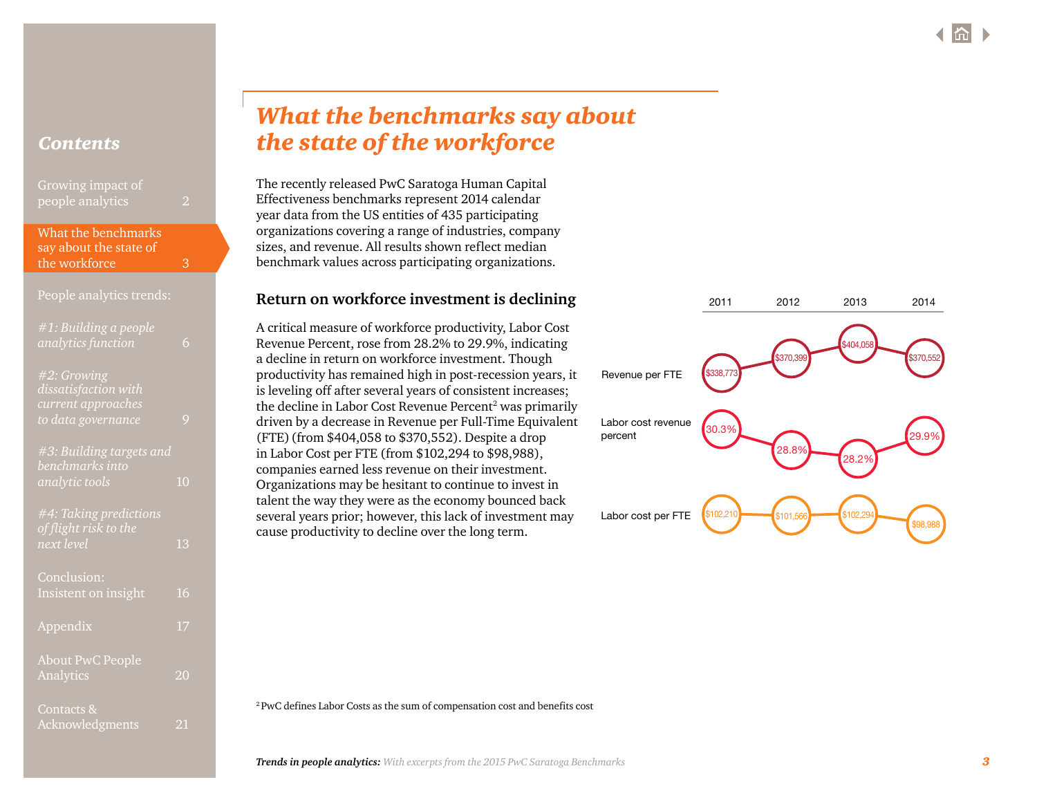# What the benchmarks say about the state of the workforce

The recently released PwC Saratoga Human Capital Effectiveness benchmarks represent 2014 calendar year data from the US entities of 435 participating organizations covering a range of industries, company sizes, and revenue. All results shown reflect median benchmark values across participating organizations.

## Return on workforce investment is declining

A critical measure of workforce productivity, Labor Cost Revenue Percent, rose from 28.2% to 29.9%, indicating a decline in return on workforce investment. Though productivity has remained high in post-recession years, it is leveling off after several years of consistent increases; the decline in Labor Cost Revenue Percent[2] was primarily driven by a decrease in Revenue per Full-Time Equivalent (FTE) (from $404,058 to $370,552). Despite a drop in Labor Cost per FTE (from $102,294 to $98,988), companies earned less revenue on their investment. Organizations may be hesitant to continue to invest in talent the way they were as the economy bounced back several years prior; however, this lack of investment may cause productivity to decline over the long term.

| | 2011 | 2012 | 2013 | 2014 |
|---|---|---|---|---|
| Revenue per FTE | $338,773 | $370,399 | $404,058 | $370,552 |
| Labor cost revenue percent | 30.3% | 28.8% | 28.2% | 29.9% |
| Labor cost per FTE | $102,210 | $101,566 | $102,294 | $98,988 |

[2] PwC defines Labor Costs as the sum of compensation cost and benefits cost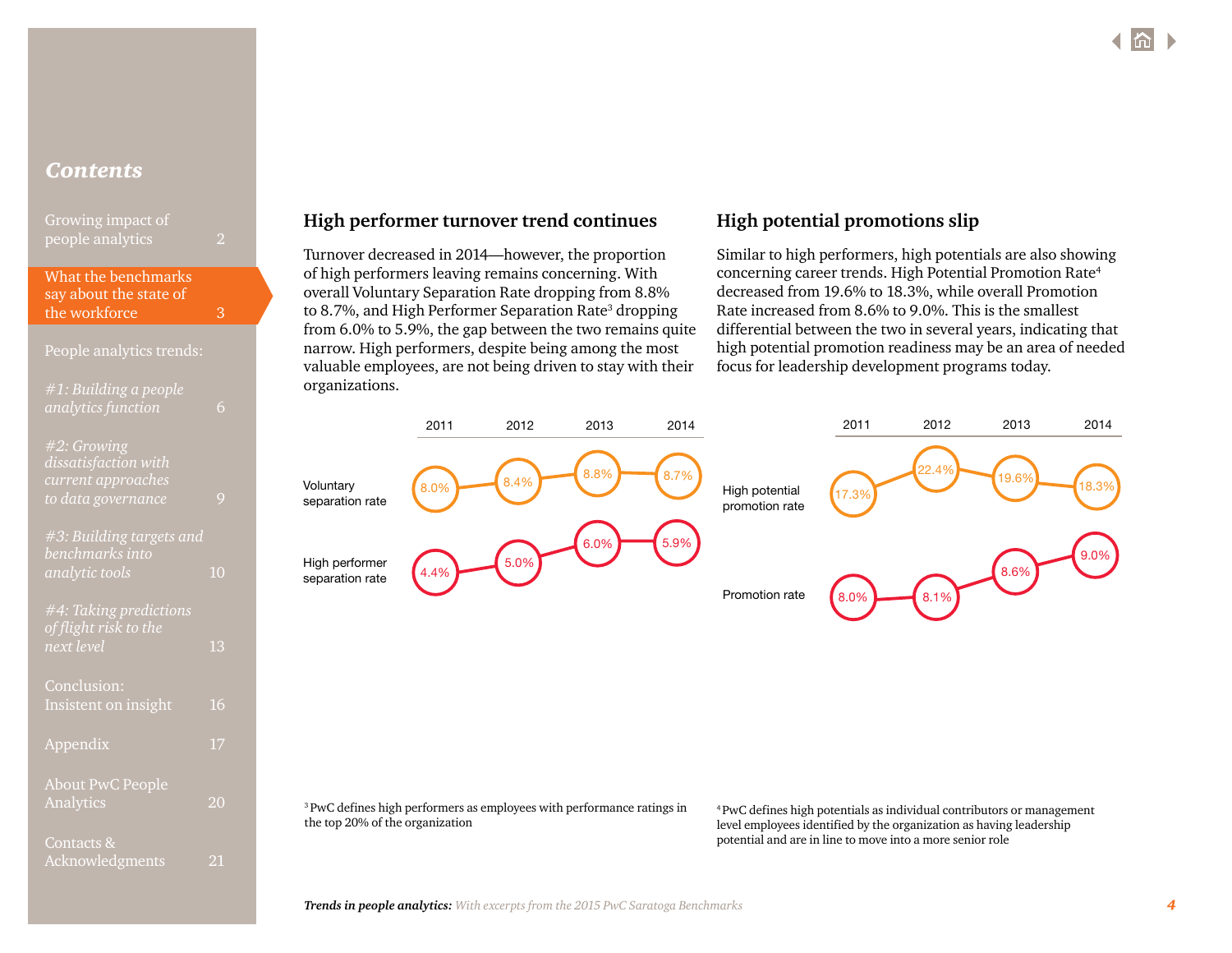## High performer turnover trend continues

Turnover decreased in 2014—however, the proportion of high performers leaving remains concerning. With overall Voluntary Separation Rate dropping from 8.8% to 8.7%, and High Performer Separation Rate[3] dropping from 6.0% to 5.9%, the gap between the two remains quite narrow. High performers, despite being among the most valuable employees, are not being driven to stay with their organizations.

| | 2011 | 2012 | 2013 | 2014 |
|---|---|---|---|---|
| Voluntary separation rate | 8.0% | 8.4% | 8.8% | 8.7% |
| High performer separation rate | 4.4% | 5.0% | 6.0% | 5.9% |

[3] PwC defines high performers as employees with performance ratings in the top 20% of the organization

## High potential promotions slip

Similar to high performers, high potentials are also showing concerning career trends. High Potential Promotion Rate[4] decreased from 19.6% to 18.3%, while overall Promotion Rate increased from 8.6% to 9.0%. This is the smallest differential between the two in several years, indicating that high potential promotion readiness may be an area of needed focus for leadership development programs today.

| | 2011 | 2012 | 2013 | 2014 |
|---|---|---|---|---|
| High potential promotion rate | 17.3% | 22.4% | 19.6% | 18.3% |
| Promotion rate | 8.0% | 8.1% | 8.6% | 9.0% |

[4] PwC defines high potentials as individual contributors or management level employees identified by the organization as having leadership potential and are in line to move into a more senior role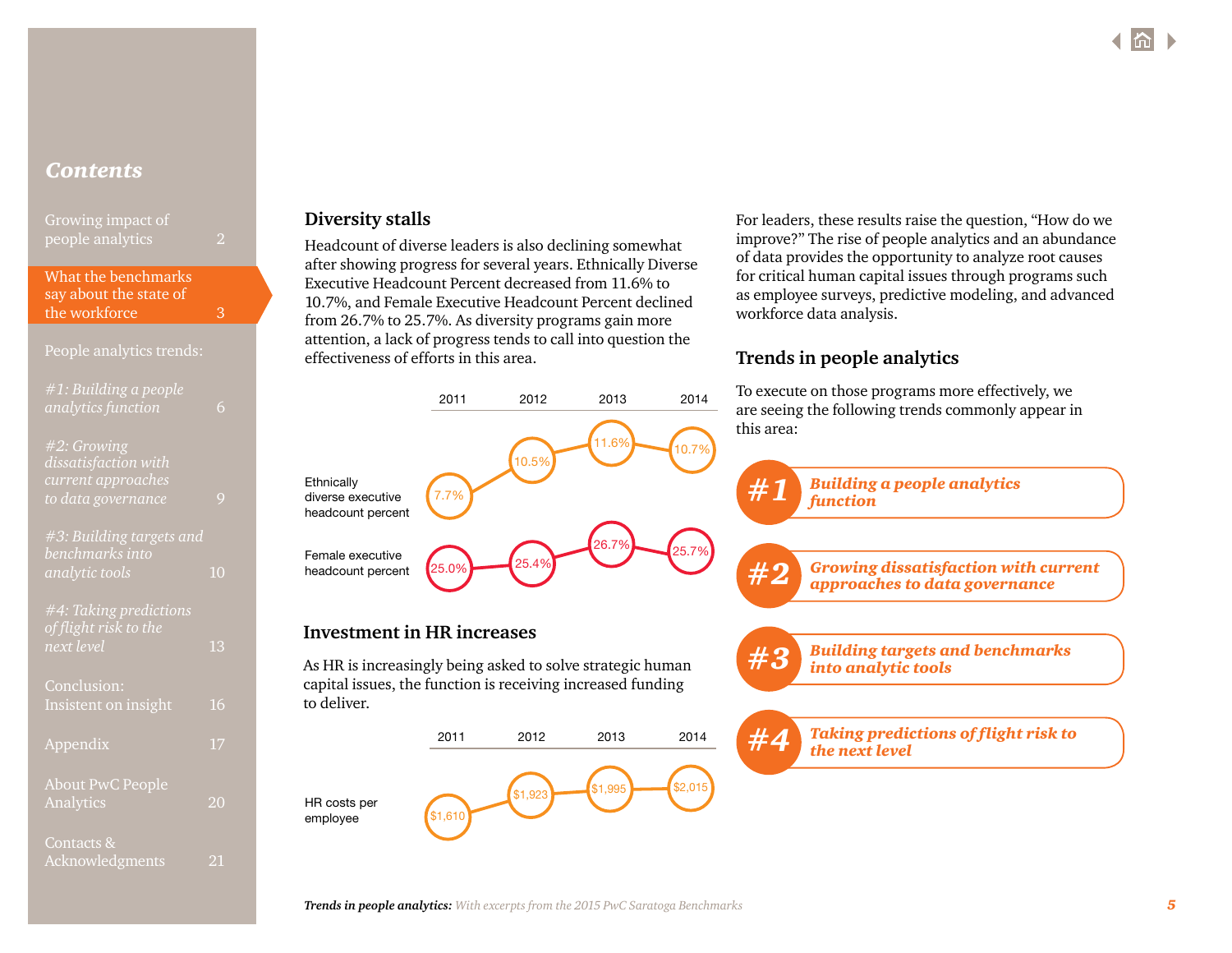## Contents

Growing impact of people analytics 2

What the benchmarks say about the state of the workforce 3

People analytics trends:

*#1: Building a people analytics function* 6

*#2: Growing dissatisfaction with current approaches to data governance* 9

*#3: Building targets and benchmarks into analytic tools* 10

*#4: Taking predictions of flight risk to the next level* 13

Conclusion: Insistent on insight 16

Appendix 17

About PwC People Analytics 20

Contacts & Acknowledgments 21

## Diversity stalls

Headcount of diverse leaders is also declining somewhat after showing progress for several years. Ethnically Diverse Executive Headcount Percent decreased from 11.6% to 10.7%, and Female Executive Headcount Percent declined from 26.7% to 25.7%. As diversity programs gain more attention, a lack of progress tends to call into question the effectiveness of efforts in this area.

| | 2011 | 2012 | 2013 | 2014 |
|---|---|---|---|---|
| Ethnically diverse executive headcount percent | 7.7% | 10.5% | 11.6% | 10.7% |
| Female executive headcount percent | 25.0% | 25.4% | 26.7% | 25.7% |

## Investment in HR increases

As HR is increasingly being asked to solve strategic human capital issues, the function is receiving increased funding to deliver.

| | 2011 | 2012 | 2013 | 2014 |
|---|---|---|---|---|
| HR costs per employee | $1,610 | $1,923 | $1,995 | $2,015 |

For leaders, these results raise the question, "How do we improve?" The rise of people analytics and an abundance of data provides the opportunity to analyze root causes for critical human capital issues through programs such as employee surveys, predictive modeling, and advanced workforce data analysis.

## Trends in people analytics

To execute on those programs more effectively, we are seeing the following trends commonly appear in this area:

**#1** ***Building a people analytics function***

**#2** ***Growing dissatisfaction with current approaches to data governance***

**#3** ***Building targets and benchmarks into analytic tools***

**#4** ***Taking predictions of flight risk to the next level***

***Trends in people analytics:*** *With excerpts from the 2015 PwC Saratoga Benchmarks*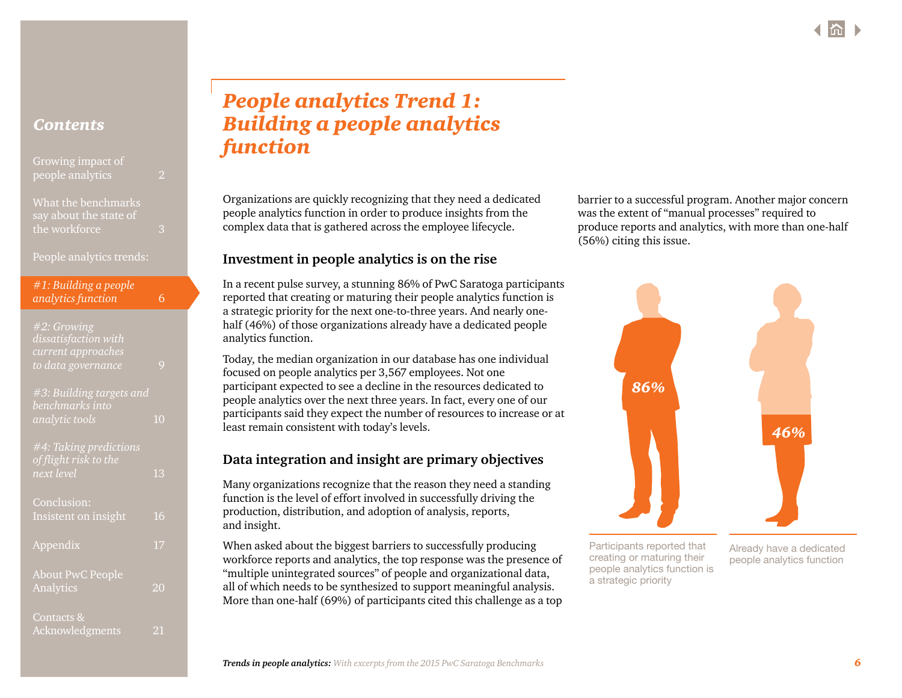# People analytics Trend 1: Building a people analytics function

Organizations are quickly recognizing that they need a dedicated people analytics function in order to produce insights from the complex data that is gathered across the employee lifecycle.

## Investment in people analytics is on the rise

In a recent pulse survey, a stunning 86% of PwC Saratoga participants reported that creating or maturing their people analytics function is a strategic priority for the next one-to-three years. And nearly one-half (46%) of those organizations already have a dedicated people analytics function.

Today, the median organization in our database has one individual focused on people analytics per 3,567 employees. Not one participant expected to see a decline in the resources dedicated to people analytics over the next three years. In fact, every one of our participants said they expect the number of resources to increase or at least remain consistent with today's levels.

## Data integration and insight are primary objectives

Many organizations recognize that the reason they need a standing function is the level of effort involved in successfully driving the production, distribution, and adoption of analysis, reports, and insight.

When asked about the biggest barriers to successfully producing workforce reports and analytics, the top response was the presence of "multiple unintegrated sources" of people and organizational data, all of which needs to be synthesized to support meaningful analysis. More than one-half (69%) of participants cited this challenge as a top barrier to a successful program. Another major concern was the extent of "manual processes" required to produce reports and analytics, with more than one-half (56%) citing this issue.

**86%** — Participants reported that creating or maturing their people analytics function is a strategic priority

**46%** — Already have a dedicated people analytics function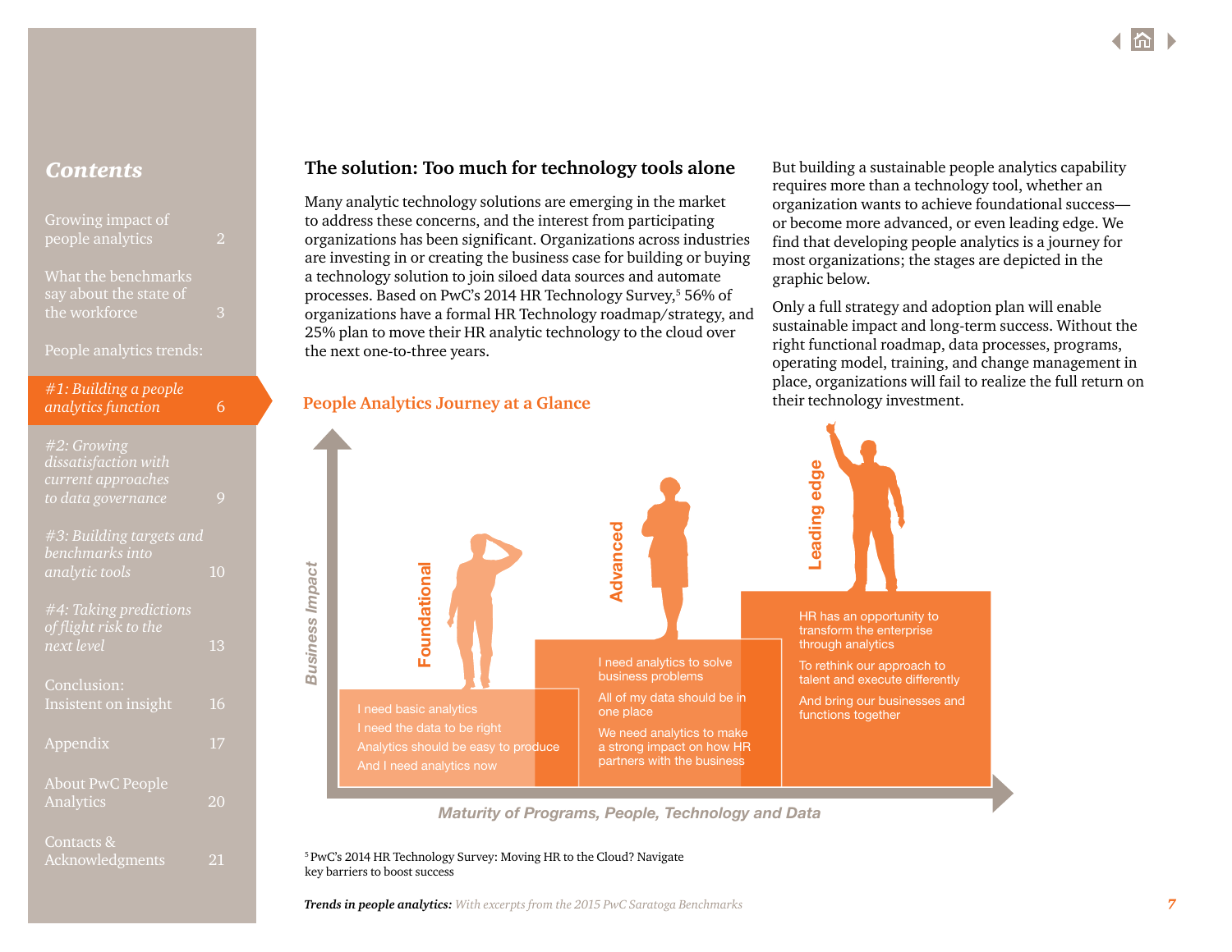## The solution: Too much for technology tools alone

Many analytic technology solutions are emerging in the market to address these concerns, and the interest from participating organizations has been significant. Organizations across industries are investing in or creating the business case for building or buying a technology solution to join siloed data sources and automate processes. Based on PwC's 2014 HR Technology Survey,[5] 56% of organizations have a formal HR Technology roadmap/strategy, and 25% plan to move their HR analytic technology to the cloud over the next one-to-three years.

But building a sustainable people analytics capability requires more than a technology tool, whether an organization wants to achieve foundational success—or become more advanced, or even leading edge. We find that developing people analytics is a journey for most organizations; the stages are depicted in the graphic below.

Only a full strategy and adoption plan will enable sustainable impact and long-term success. Without the right functional roadmap, data processes, programs, operating model, training, and change management in place, organizations will fail to realize the full return on their technology investment.

### People Analytics Journey at a Glance

Business Impact (vertical axis) / Maturity of Programs, People, Technology and Data (horizontal axis)

**Foundational**
- I need basic analytics
- I need the data to be right
- Analytics should be easy to produce
- And I need analytics now

**Advanced**
- I need analytics to solve business problems
- All of my data should be in one place
- We need analytics to make a strong impact on how HR partners with the business

**Leading edge**
- HR has an opportunity to transform the enterprise through analytics
- To rethink our approach to talent and execute differently
- And bring our businesses and functions together

[5] PwC's 2014 HR Technology Survey: Moving HR to the Cloud? Navigate key barriers to boost success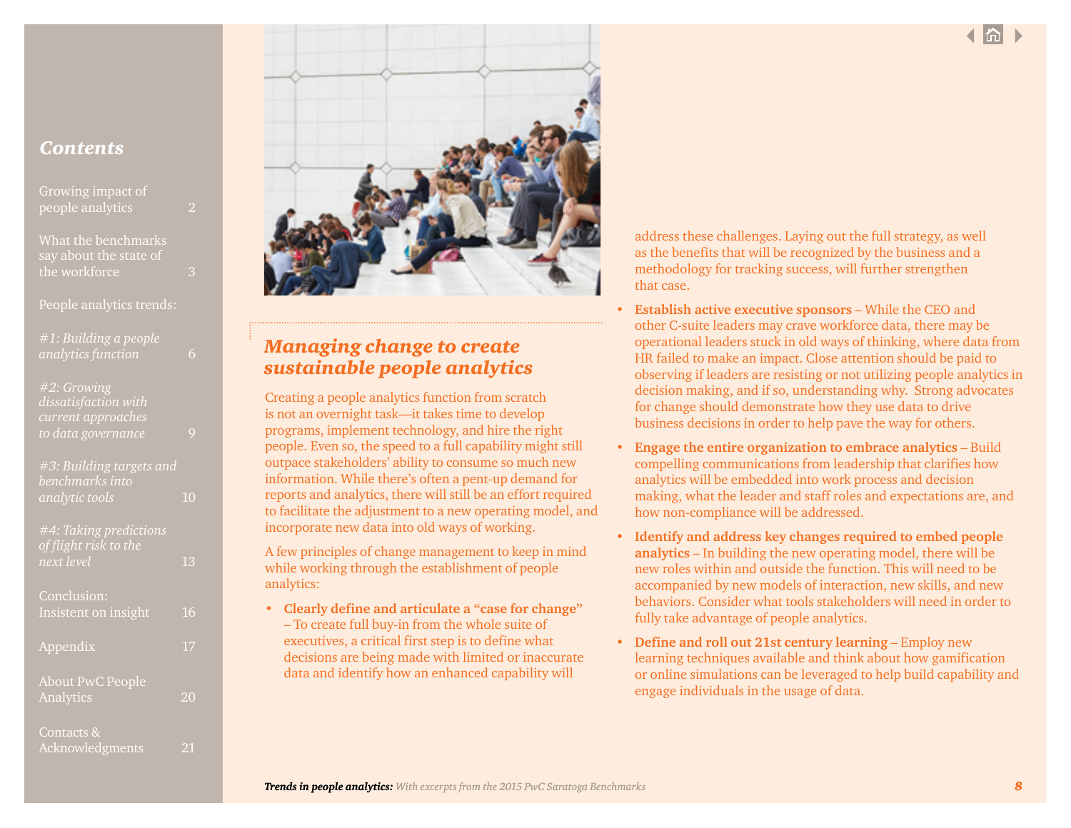## Managing change to create sustainable people analytics

Creating a people analytics function from scratch is not an overnight task—it takes time to develop programs, implement technology, and hire the right people. Even so, the speed to a full capability might still outpace stakeholders' ability to consume so much new information. While there's often a pent-up demand for reports and analytics, there will still be an effort required to facilitate the adjustment to a new operating model, and incorporate new data into old ways of working.

A few principles of change management to keep in mind while working through the establishment of people analytics:

- **Clearly define and articulate a "case for change"** – To create full buy-in from the whole suite of executives, a critical first step is to define what decisions are being made with limited or inaccurate data and identify how an enhanced capability will address these challenges. Laying out the full strategy, as well as the benefits that will be recognized by the business and a methodology for tracking success, will further strengthen that case.
- **Establish active executive sponsors** – While the CEO and other C-suite leaders may crave workforce data, there may be operational leaders stuck in old ways of thinking, where data from HR failed to make an impact. Close attention should be paid to observing if leaders are resisting or not utilizing people analytics in decision making, and if so, understanding why. Strong advocates for change should demonstrate how they use data to drive business decisions in order to help pave the way for others.
- **Engage the entire organization to embrace analytics** – Build compelling communications from leadership that clarifies how analytics will be embedded into work process and decision making, what the leader and staff roles and expectations are, and how non-compliance will be addressed.
- **Identify and address key changes required to embed people analytics** – In building the new operating model, there will be new roles within and outside the function. This will need to be accompanied by new models of interaction, new skills, and new behaviors. Consider what tools stakeholders will need in order to fully take advantage of people analytics.
- **Define and roll out 21st century learning** – Employ new learning techniques available and think about how gamification or online simulations can be leveraged to help build capability and engage individuals in the usage of data.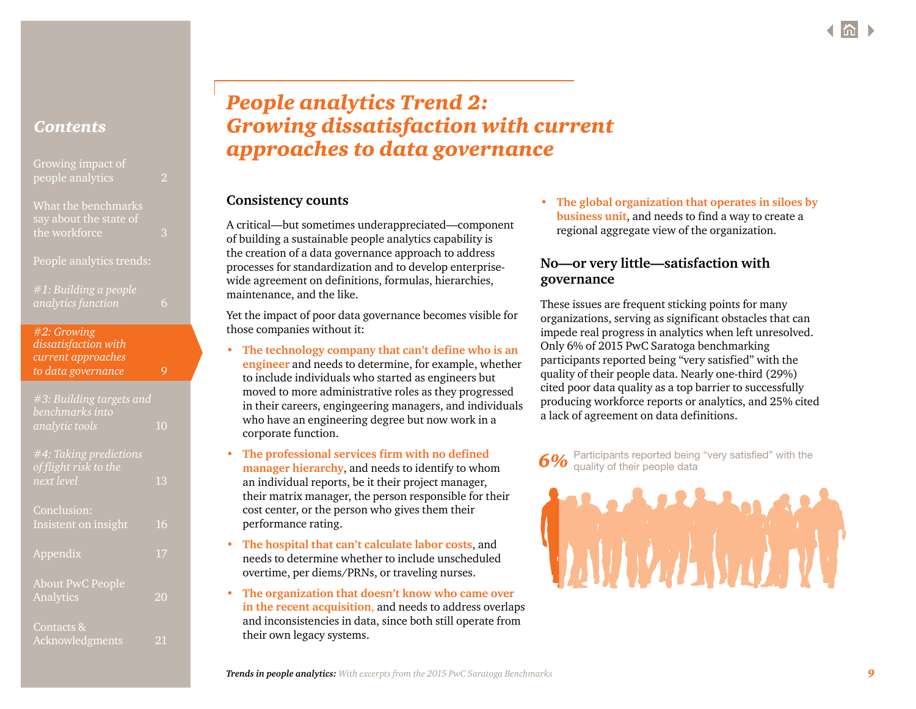# People analytics Trend 2: Growing dissatisfaction with current approaches to data governance

## Consistency counts

A critical—but sometimes underappreciated—component of building a sustainable people analytics capability is the creation of a data governance approach to address processes for standardization and to develop enterprise-wide agreement on definitions, formulas, hierarchies, maintenance, and the like.

Yet the impact of poor data governance becomes visible for those companies without it:

- **The technology company that can't define who is an engineer** and needs to determine, for example, whether to include individuals who started as engineers but moved to more administrative roles as they progressed in their careers, engingeering managers, and individuals who have an engineering degree but now work in a corporate function.
- **The professional services firm with no defined manager hierarchy**, and needs to identify to whom an individual reports, be it their project manager, their matrix manager, the person responsible for their cost center, or the person who gives them their performance rating.
- **The hospital that can't calculate labor costs**, and needs to determine whether to include unscheduled overtime, per diems/PRNs, or traveling nurses.
- **The organization that doesn't know who came over in the recent acquisition,** and needs to address overlaps and inconsistencies in data, since both still operate from their own legacy systems.
- **The global organization that operates in siloes by business unit**, and needs to find a way to create a regional aggregate view of the organization.

## No—or very little—satisfaction with governance

These issues are frequent sticking points for many organizations, serving as significant obstacles that can impede real progress in analytics when left unresolved. Only 6% of 2015 PwC Saratoga benchmarking participants reported being "very satisfied" with the quality of their people data. Nearly one-third (29%) cited poor data quality as a top barrier to successfully producing workforce reports or analytics, and 25% cited a lack of agreement on data definitions.

**6%** Participants reported being "very satisfied" with the quality of their people data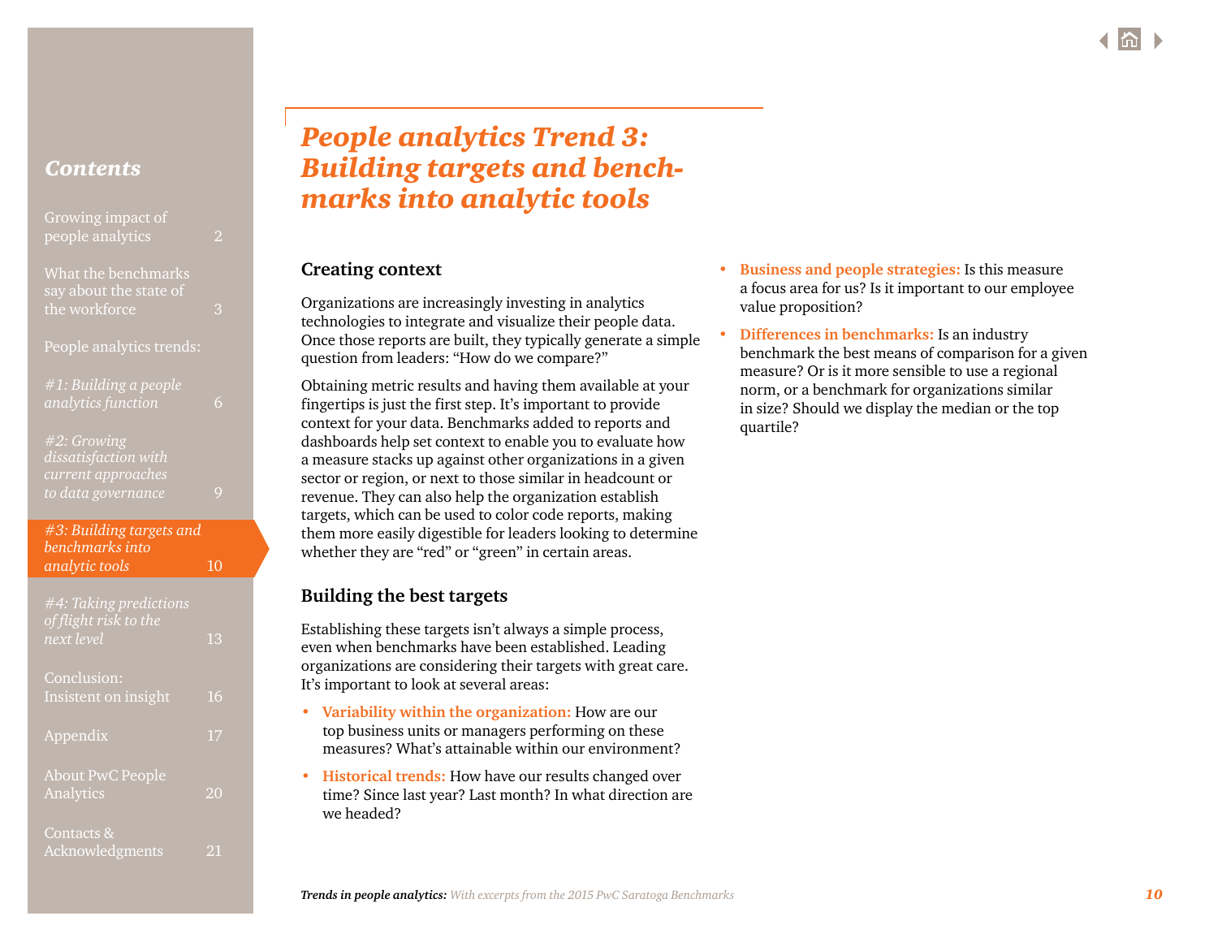# *People analytics Trend 3: Building targets and benchmarks into analytic tools*

## Creating context

Organizations are increasingly investing in analytics technologies to integrate and visualize their people data. Once those reports are built, they typically generate a simple question from leaders: "How do we compare?"

Obtaining metric results and having them available at your fingertips is just the first step. It's important to provide context for your data. Benchmarks added to reports and dashboards help set context to enable you to evaluate how a measure stacks up against other organizations in a given sector or region, or next to those similar in headcount or revenue. They can also help the organization establish targets, which can be used to color code reports, making them more easily digestible for leaders looking to determine whether they are "red" or "green" in certain areas.

## Building the best targets

Establishing these targets isn't always a simple process, even when benchmarks have been established. Leading organizations are considering their targets with great care. It's important to look at several areas:

- **Variability within the organization:** How are our top business units or managers performing on these measures? What's attainable within our environment?
- **Historical trends:** How have our results changed over time? Since last year? Last month? In what direction are we headed?
- **Business and people strategies:** Is this measure a focus area for us? Is it important to our employee value proposition?
- **Differences in benchmarks:** Is an industry benchmark the best means of comparison for a given measure? Or is it more sensible to use a regional norm, or a benchmark for organizations similar in size? Should we display the median or the top quartile?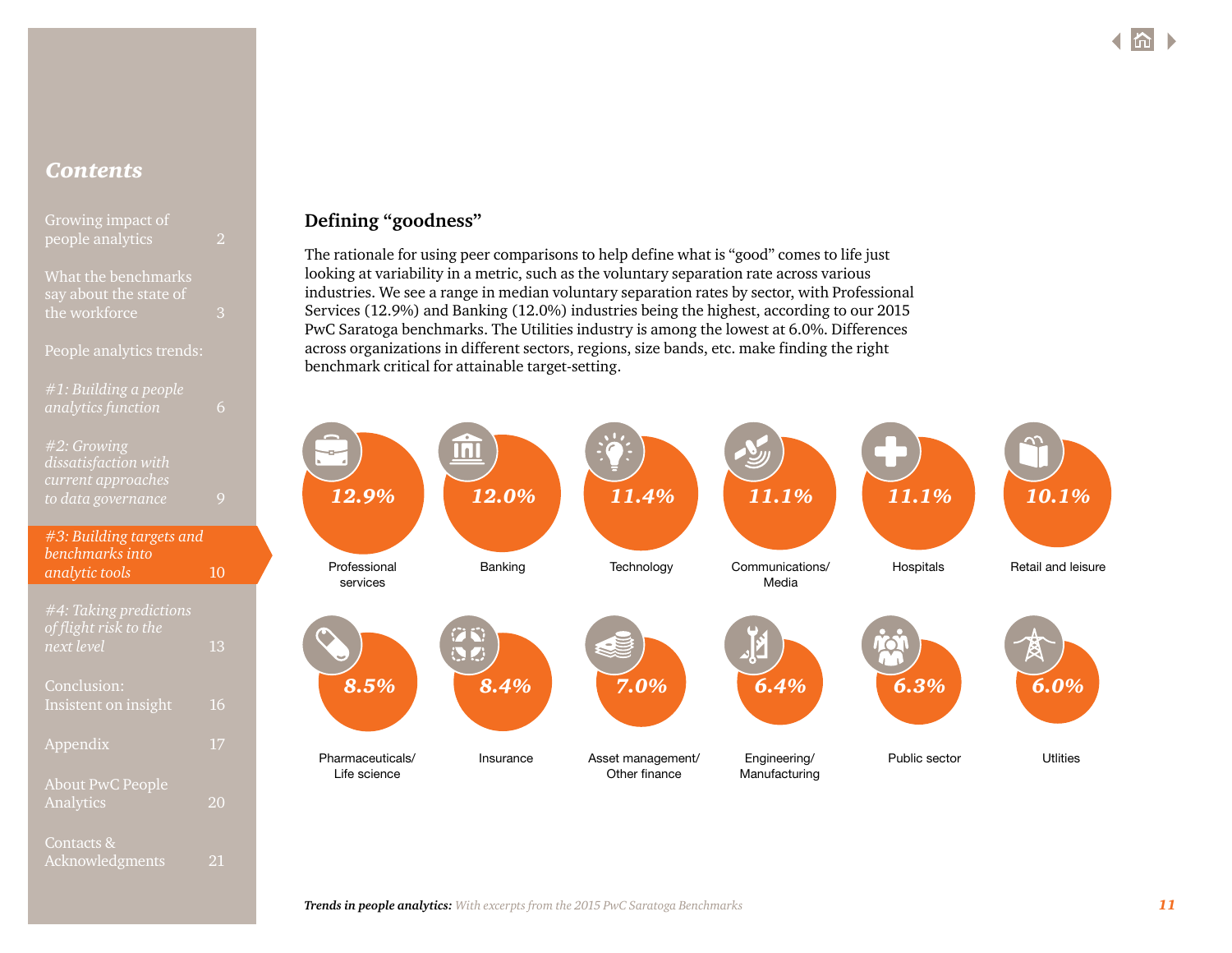## Defining "goodness"

The rationale for using peer comparisons to help define what is "good" comes to life just looking at variability in a metric, such as the voluntary separation rate across various industries. We see a range in median voluntary separation rates by sector, with Professional Services (12.9%) and Banking (12.0%) industries being the highest, according to our 2015 PwC Saratoga benchmarks. The Utilities industry is among the lowest at 6.0%. Differences across organizations in different sectors, regions, size bands, etc. make finding the right benchmark critical for attainable target-setting.

| Sector | Median voluntary separation rate |
|---|---|
| Professional services | 12.9% |
| Banking | 12.0% |
| Technology | 11.4% |
| Communications/ Media | 11.1% |
| Hospitals | 11.1% |
| Retail and leisure | 10.1% |
| Pharmaceuticals/ Life science | 8.5% |
| Insurance | 8.4% |
| Asset management/ Other finance | 7.0% |
| Engineering/ Manufacturing | 6.4% |
| Public sector | 6.3% |
| Utlities | 6.0% |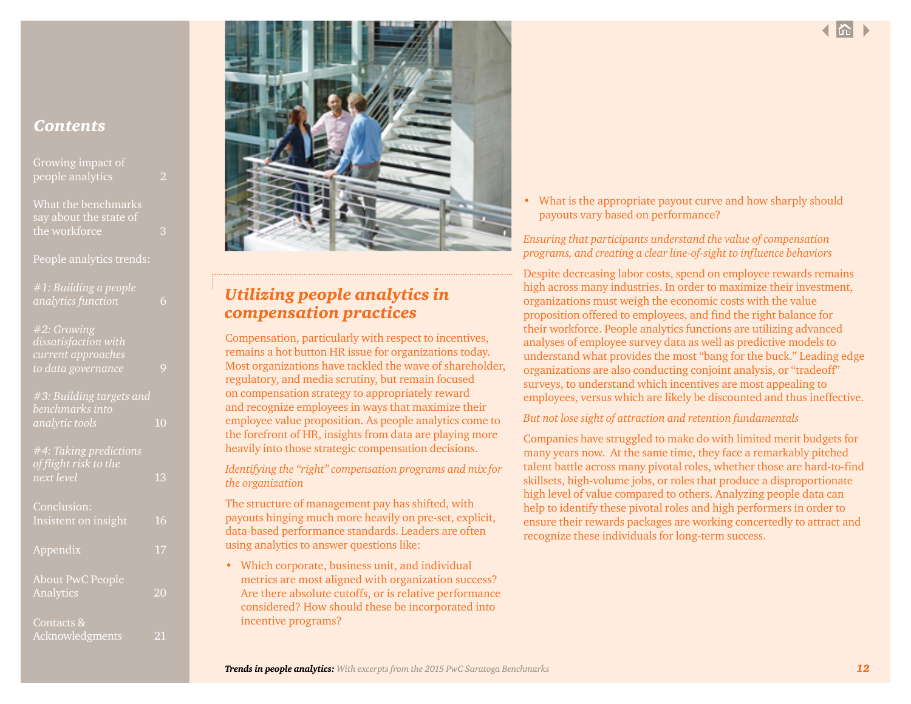## *Utilizing people analytics in compensation practices*

Compensation, particularly with respect to incentives, remains a hot button HR issue for organizations today. Most organizations have tackled the wave of shareholder, regulatory, and media scrutiny, but remain focused on compensation strategy to appropriately reward and recognize employees in ways that maximize their employee value proposition. As people analytics come to the forefront of HR, insights from data are playing more heavily into those strategic compensation decisions.

*Identifying the "right" compensation programs and mix for the organization*

The structure of management pay has shifted, with payouts hinging much more heavily on pre-set, explicit, data-based performance standards. Leaders are often using analytics to answer questions like:

- Which corporate, business unit, and individual metrics are most aligned with organization success? Are there absolute cutoffs, or is relative performance considered? How should these be incorporated into incentive programs?
- What is the appropriate payout curve and how sharply should payouts vary based on performance?

*Ensuring that participants understand the value of compensation programs, and creating a clear line-of-sight to influence behaviors*

Despite decreasing labor costs, spend on employee rewards remains high across many industries. In order to maximize their investment, organizations must weigh the economic costs with the value proposition offered to employees, and find the right balance for their workforce. People analytics functions are utilizing advanced analyses of employee survey data as well as predictive models to understand what provides the most "bang for the buck." Leading edge organizations are also conducting conjoint analysis, or "tradeoff" surveys, to understand which incentives are most appealing to employees, versus which are likely be discounted and thus ineffective.

*But not lose sight of attraction and retention fundamentals*

Companies have struggled to make do with limited merit budgets for many years now. At the same time, they face a remarkably pitched talent battle across many pivotal roles, whether those are hard-to-find skillsets, high-volume jobs, or roles that produce a disproportionate high level of value compared to others. Analyzing people data can help to identify these pivotal roles and high performers in order to ensure their rewards packages are working concertedly to attract and recognize these individuals for long-term success.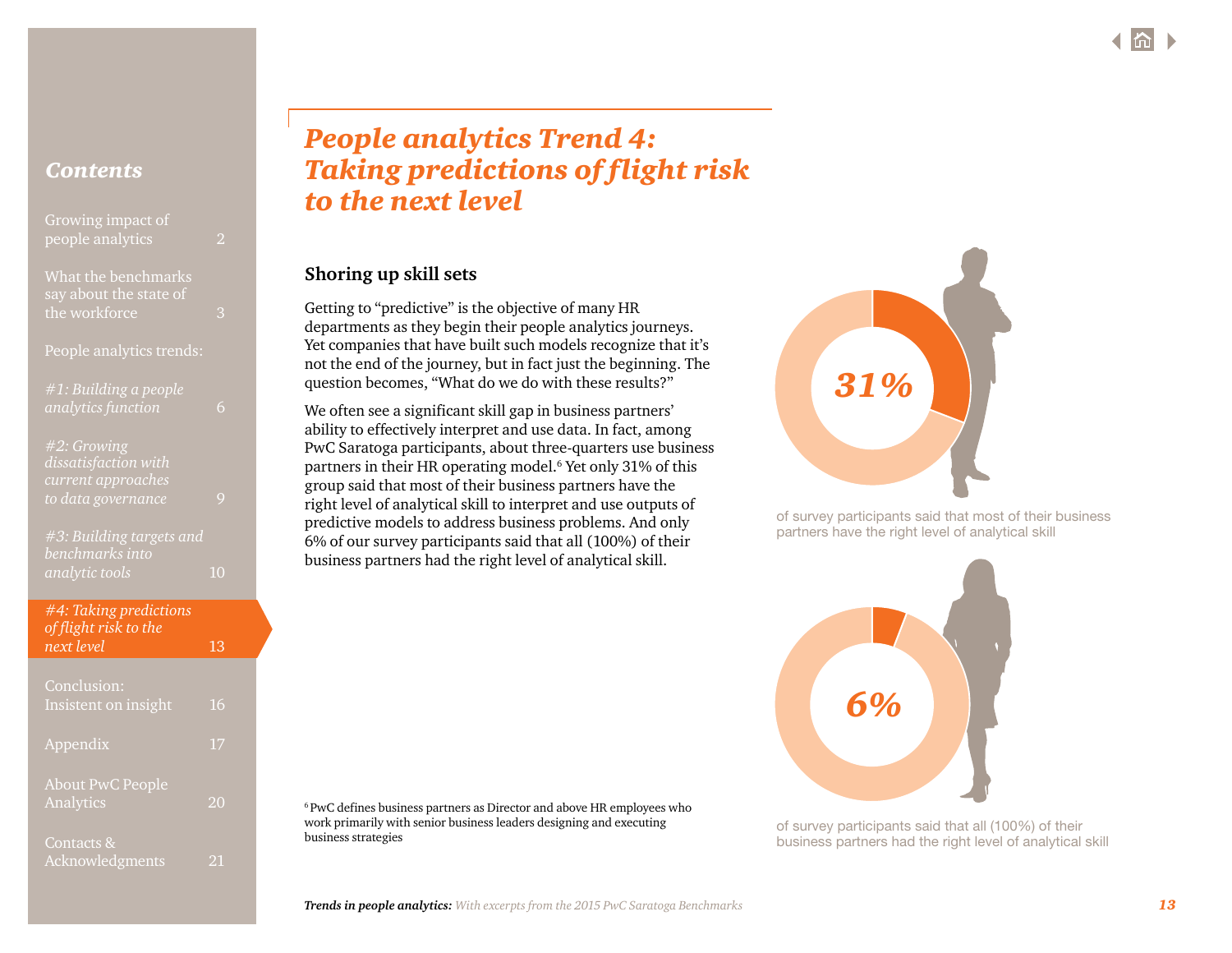# People analytics Trend 4: Taking predictions of flight risk to the next level

## Shoring up skill sets

Getting to "predictive" is the objective of many HR departments as they begin their people analytics journeys. Yet companies that have built such models recognize that it's not the end of the journey, but in fact just the beginning. The question becomes, "What do we do with these results?"

We often see a significant skill gap in business partners' ability to effectively interpret and use data. In fact, among PwC Saratoga participants, about three-quarters use business partners in their HR operating model.[6] Yet only 31% of this group said that most of their business partners have the right level of analytical skill to interpret and use outputs of predictive models to address business problems. And only 6% of our survey participants said that all (100%) of their business partners had the right level of analytical skill.

**31%**

of survey participants said that most of their business partners have the right level of analytical skill

**6%**

of survey participants said that all (100%) of their business partners had the right level of analytical skill

[6] PwC defines business partners as Director and above HR employees who work primarily with senior business leaders designing and executing business strategies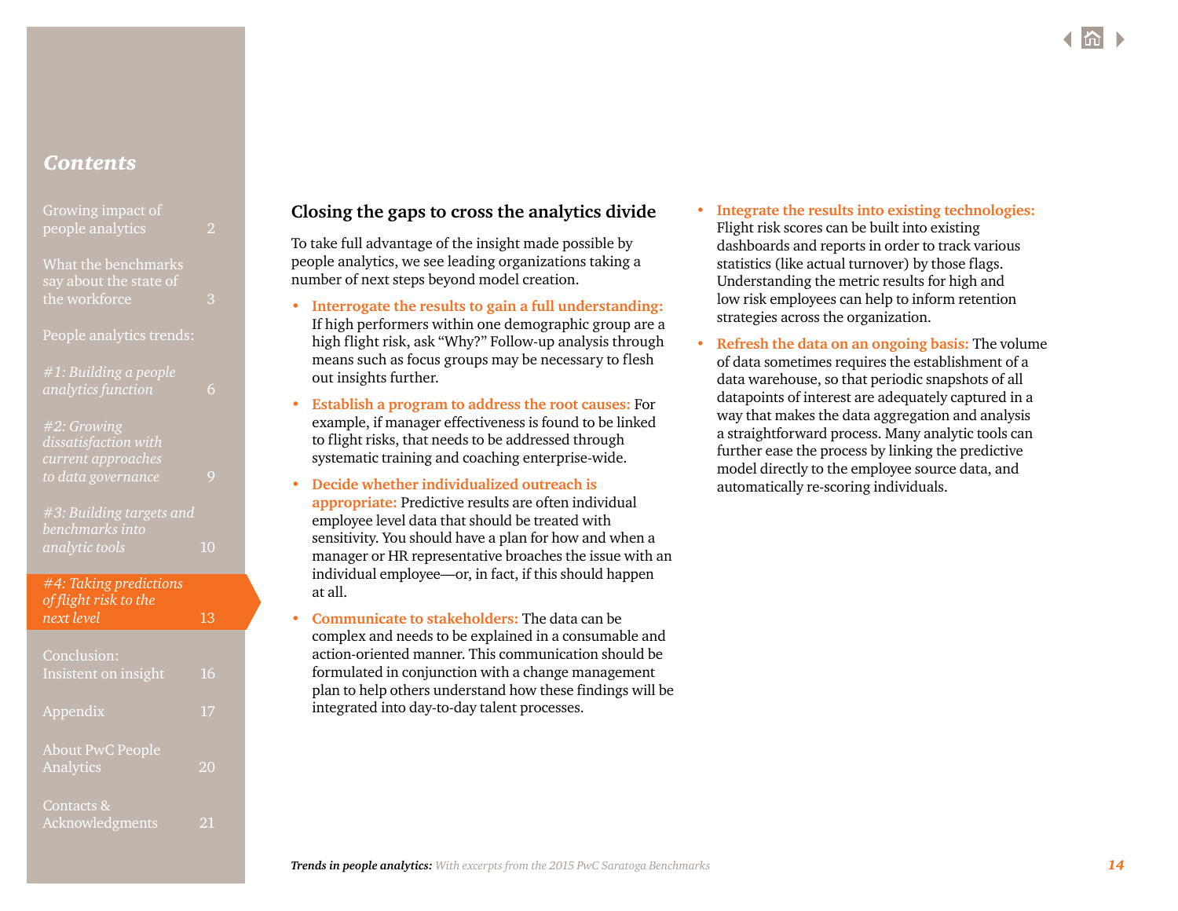## Closing the gaps to cross the analytics divide

To take full advantage of the insight made possible by people analytics, we see leading organizations taking a number of next steps beyond model creation.

- **Interrogate the results to gain a full understanding:** If high performers within one demographic group are a high flight risk, ask "Why?" Follow-up analysis through means such as focus groups may be necessary to flesh out insights further.
- **Establish a program to address the root causes:** For example, if manager effectiveness is found to be linked to flight risks, that needs to be addressed through systematic training and coaching enterprise-wide.
- **Decide whether individualized outreach is appropriate:** Predictive results are often individual employee level data that should be treated with sensitivity. You should have a plan for how and when a manager or HR representative broaches the issue with an individual employee—or, in fact, if this should happen at all.
- **Communicate to stakeholders:** The data can be complex and needs to be explained in a consumable and action-oriented manner. This communication should be formulated in conjunction with a change management plan to help others understand how these findings will be integrated into day-to-day talent processes.
- **Integrate the results into existing technologies:** Flight risk scores can be built into existing dashboards and reports in order to track various statistics (like actual turnover) by those flags. Understanding the metric results for high and low risk employees can help to inform retention strategies across the organization.
- **Refresh the data on an ongoing basis:** The volume of data sometimes requires the establishment of a data warehouse, so that periodic snapshots of all datapoints of interest are adequately captured in a way that makes the data aggregation and analysis a straightforward process. Many analytic tools can further ease the process by linking the predictive model directly to the employee source data, and automatically re-scoring individuals.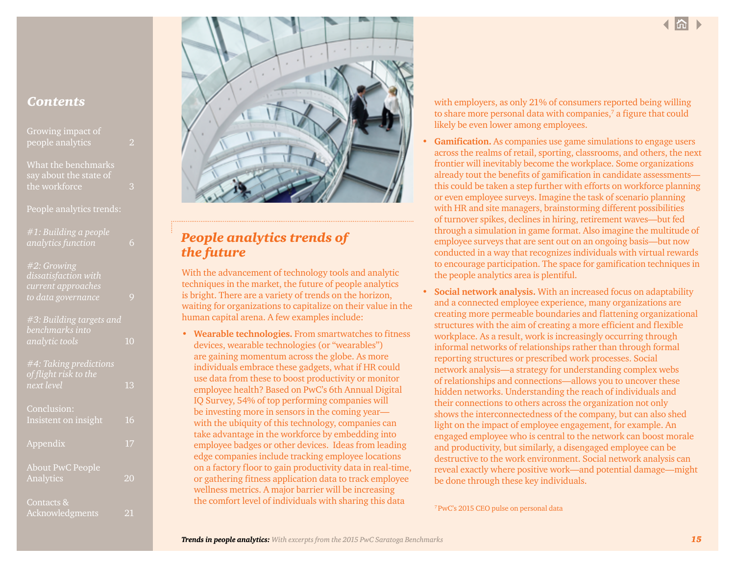## People analytics trends of the future

With the advancement of technology tools and analytic techniques in the market, the future of people analytics is bright. There are a variety of trends on the horizon, waiting for organizations to capitalize on their value in the human capital arena. A few examples include:

- **Wearable technologies.** From smartwatches to fitness devices, wearable technologies (or "wearables") are gaining momentum across the globe. As more individuals embrace these gadgets, what if HR could use data from these to boost productivity or monitor employee health? Based on PwC's 6th Annual Digital IQ Survey, 54% of top performing companies will be investing more in sensors in the coming year—with the ubiquity of this technology, companies can take advantage in the workforce by embedding into employee badges or other devices. Ideas from leading edge companies include tracking employee locations on a factory floor to gain productivity data in real-time, or gathering fitness application data to track employee wellness metrics. A major barrier will be increasing the comfort level of individuals with sharing this data with employers, as only 21% of consumers reported being willing to share more personal data with companies,[7] a figure that could likely be even lower among employees.
- **Gamification.** As companies use game simulations to engage users across the realms of retail, sporting, classrooms, and others, the next frontier will inevitably become the workplace. Some organizations already tout the benefits of gamification in candidate assessments—this could be taken a step further with efforts on workforce planning or even employee surveys. Imagine the task of scenario planning with HR and site managers, brainstorming different possibilities of turnover spikes, declines in hiring, retirement waves—but fed through a simulation in game format. Also imagine the multitude of employee surveys that are sent out on an ongoing basis—but now conducted in a way that recognizes individuals with virtual rewards to encourage participation. The space for gamification techniques in the people analytics area is plentiful.
- **Social network analysis.** With an increased focus on adaptability and a connected employee experience, many organizations are creating more permeable boundaries and flattening organizational structures with the aim of creating a more efficient and flexible workplace. As a result, work is increasingly occurring through informal networks of relationships rather than through formal reporting structures or prescribed work processes. Social network analysis—a strategy for understanding complex webs of relationships and connections—allows you to uncover these hidden networks. Understanding the reach of individuals and their connections to others across the organization not only shows the interconnectedness of the company, but can also shed light on the impact of employee engagement, for example. An engaged employee who is central to the network can boost morale and productivity, but similarly, a disengaged employee can be destructive to the work environment. Social network analysis can reveal exactly where positive work—and potential damage—might be done through these key individuals.

[7] PwC's 2015 CEO pulse on personal data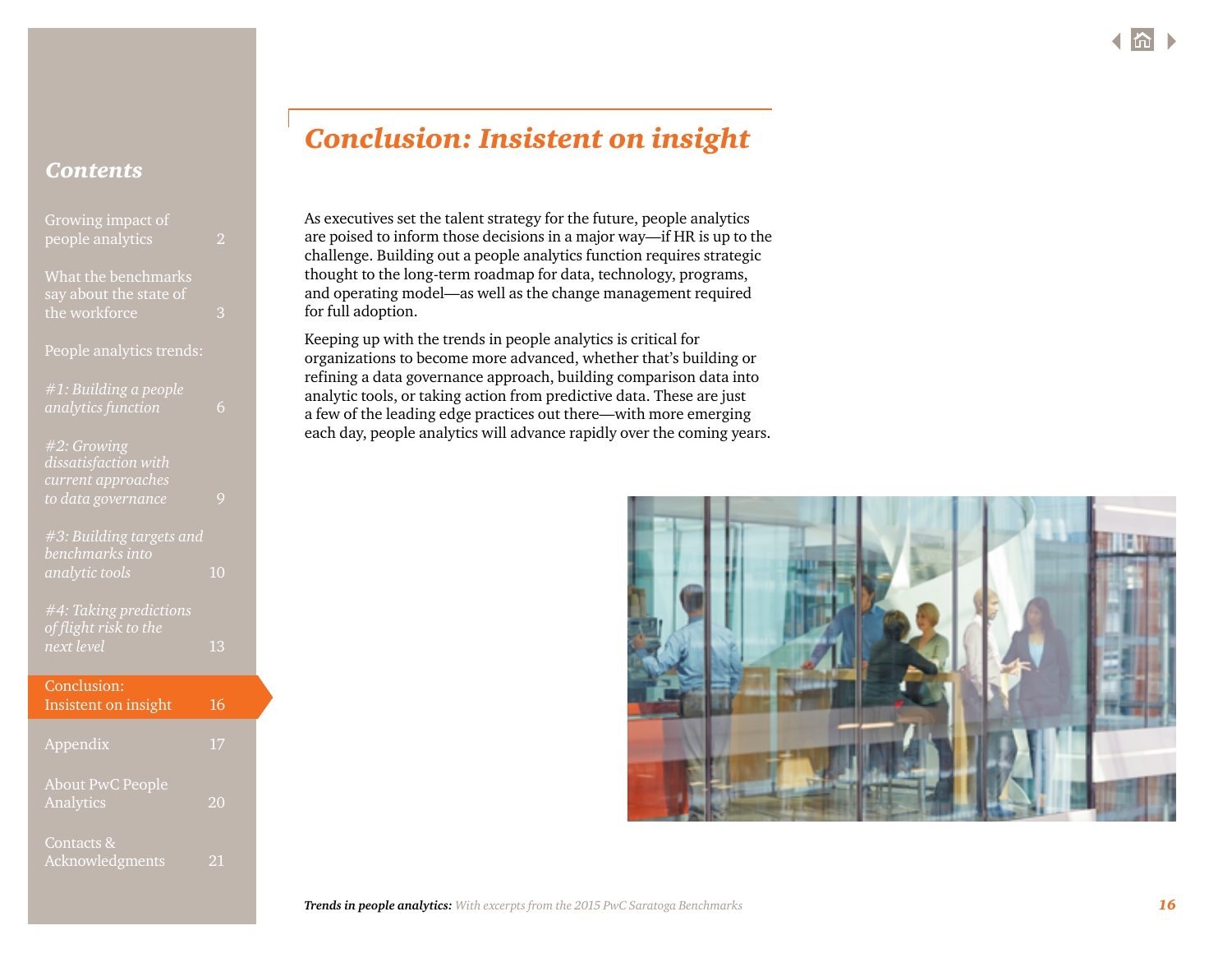# Conclusion: Insistent on insight

As executives set the talent strategy for the future, people analytics are poised to inform those decisions in a major way—if HR is up to the challenge. Building out a people analytics function requires strategic thought to the long-term roadmap for data, technology, programs, and operating model—as well as the change management required for full adoption.

Keeping up with the trends in people analytics is critical for organizations to become more advanced, whether that's building or refining a data governance approach, building comparison data into analytic tools, or taking action from predictive data. These are just a few of the leading edge practices out there—with more emerging each day, people analytics will advance rapidly over the coming years.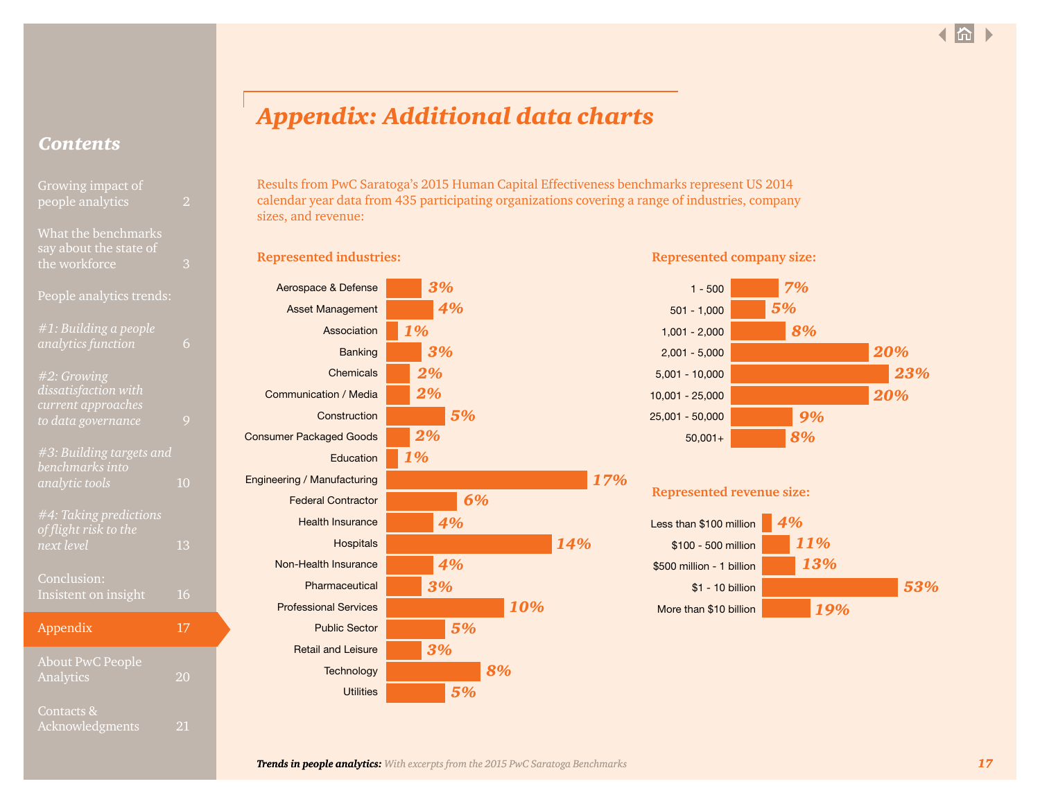# Appendix: Additional data charts

Results from PwC Saratoga's 2015 Human Capital Effectiveness benchmarks represent US 2014 calendar year data from 435 participating organizations covering a range of industries, company sizes, and revenue:

## Represented industries:

| Industry | Percentage |
|---|---|
| Aerospace & Defense | 3% |
| Asset Management | 4% |
| Association | 1% |
| Banking | 3% |
| Chemicals | 2% |
| Communication / Media | 2% |
| Construction | 5% |
| Consumer Packaged Goods | 2% |
| Education | 1% |
| Engineering / Manufacturing | 17% |
| Federal Contractor | 6% |
| Health Insurance | 4% |
| Hospitals | 14% |
| Non-Health Insurance | 4% |
| Pharmaceutical | 3% |
| Professional Services | 10% |
| Public Sector | 5% |
| Retail and Leisure | 3% |
| Technology | 8% |
| Utilities | 5% |

## Represented company size:

| Company size | Percentage |
|---|---|
| 1 - 500 | 7% |
| 501 - 1,000 | 5% |
| 1,001 - 2,000 | 8% |
| 2,001 - 5,000 | 20% |
| 5,001 - 10,000 | 23% |
| 10,001 - 25,000 | 20% |
| 25,001 - 50,000 | 9% |
| 50,001+ | 8% |

## Represented revenue size:

| Revenue size | Percentage |
|---|---|
| Less than $100 million | 4% |
| $100 - 500 million | 11% |
| $500 million - 1 billion | 13% |
| $1 - 10 billion | 53% |
| More than $10 billion | 19% |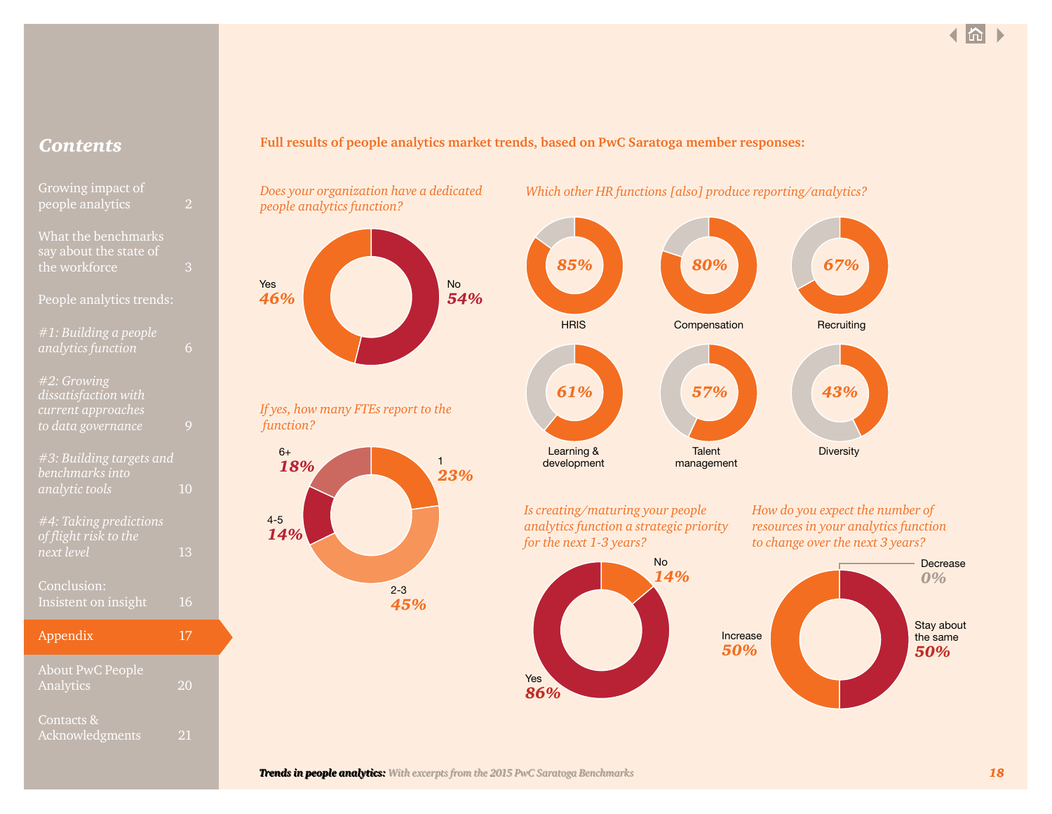## Contents

Growing impact of people analytics 2

What the benchmarks say about the state of the workforce 3

People analytics trends:

*#1: Building a people analytics function* 6

*#2: Growing dissatisfaction with current approaches to data governance* 9

*#3: Building targets and benchmarks into analytic tools* 10

*#4: Taking predictions of flight risk to the next level* 13

Conclusion: Insistent on insight 16

Appendix 17

About PwC People Analytics 20

Contacts & Acknowledgments 21

**Full results of people analytics market trends, based on PwC Saratoga member responses:**

*Does your organization have a dedicated people analytics function?*

| Response | Percentage |
| --- | --- |
| Yes | 46% |
| No | 54% |

*If yes, how many FTEs report to the function?*

| FTEs | Percentage |
| --- | --- |
| 1 | 23% |
| 2-3 | 45% |
| 4-5 | 14% |
| 6+ | 18% |

*Which other HR functions [also] produce reporting/analytics?*

| HR function | Percentage |
| --- | --- |
| HRIS | 85% |
| Compensation | 80% |
| Recruiting | 67% |
| Learning & development | 61% |
| Talent management | 57% |
| Diversity | 43% |

*Is creating/maturing your people analytics function a strategic priority for the next 1-3 years?*

| Response | Percentage |
| --- | --- |
| Yes | 86% |
| No | 14% |

*How do you expect the number of resources in your analytics function to change over the next 3 years?*

| Response | Percentage |
| --- | --- |
| Increase | 50% |
| Stay about the same | 50% |
| Decrease | 0% |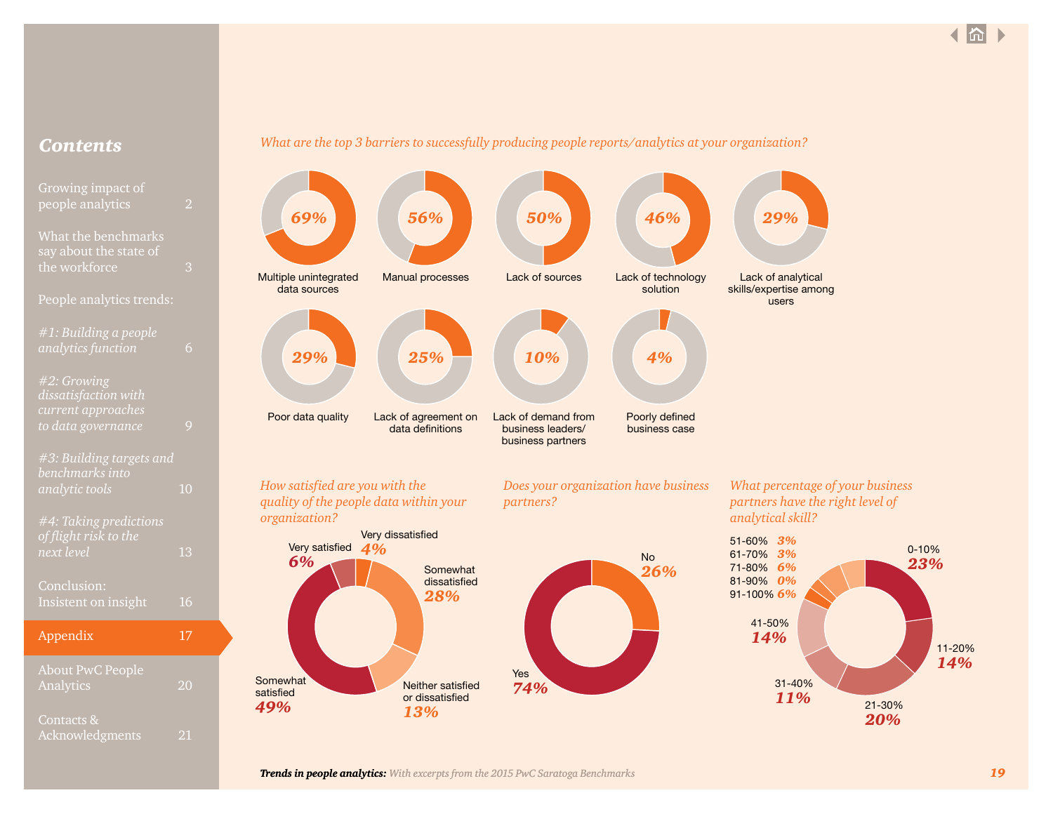*What are the top 3 barriers to successfully producing people reports/analytics at your organization?*

| Barrier | Percentage |
| --- | --- |
| Multiple unintegrated data sources | 69% |
| Manual processes | 56% |
| Lack of sources | 50% |
| Lack of technology solution | 46% |
| Lack of analytical skills/expertise among users | 29% |
| Poor data quality | 29% |
| Lack of agreement on data definitions | 25% |
| Lack of demand from business leaders/business partners | 10% |
| Poorly defined business case | 4% |

*How satisfied are you with the quality of the people data within your organization?*

| Response | Percentage |
| --- | --- |
| Very satisfied | 6% |
| Very dissatisfied | 4% |
| Somewhat dissatisfied | 28% |
| Neither satisfied or dissatisfied | 13% |
| Somewhat satisfied | 49% |

*Does your organization have business partners?*

| Response | Percentage |
| --- | --- |
| No | 26% |
| Yes | 74% |

*What percentage of your business partners have the right level of analytical skill?*

| Range | Percentage |
| --- | --- |
| 0-10% | 23% |
| 11-20% | 14% |
| 21-30% | 20% |
| 31-40% | 11% |
| 41-50% | 14% |
| 51-60% | 3% |
| 61-70% | 3% |
| 71-80% | 6% |
| 81-90% | 0% |
| 91-100% | 6% |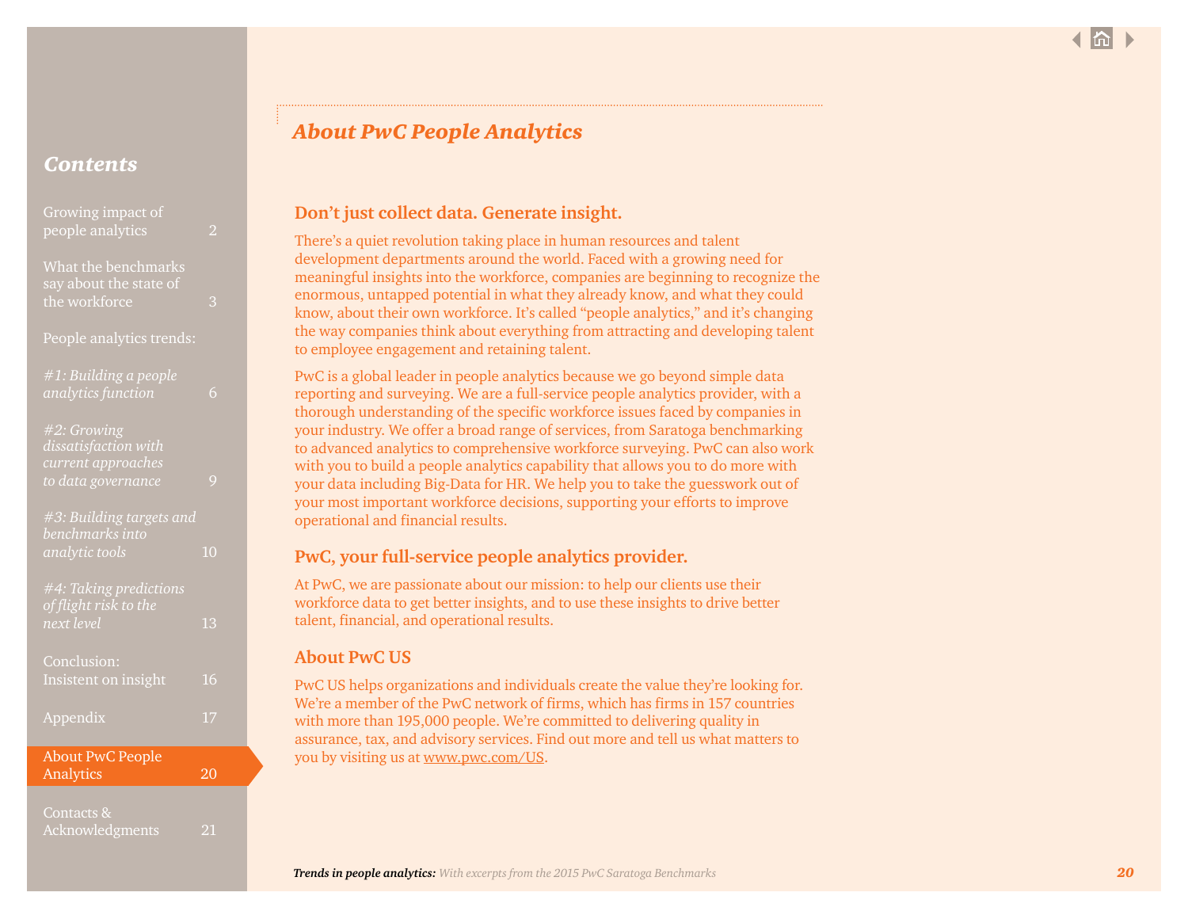## Contents

Growing impact of people analytics 2

What the benchmarks say about the state of the workforce 3

People analytics trends:

*#1: Building a people analytics function* 6

*#2: Growing dissatisfaction with current approaches to data governance* 9

*#3: Building targets and benchmarks into analytic tools* 10

*#4: Taking predictions of flight risk to the next level* 13

Conclusion: Insistent on insight 16

Appendix 17

About PwC People Analytics 20

Contacts & Acknowledgments 21

# *About PwC People Analytics*

## Don't just collect data. Generate insight.

There's a quiet revolution taking place in human resources and talent development departments around the world. Faced with a growing need for meaningful insights into the workforce, companies are beginning to recognize the enormous, untapped potential in what they already know, and what they could know, about their own workforce. It's called "people analytics," and it's changing the way companies think about everything from attracting and developing talent to employee engagement and retaining talent.

PwC is a global leader in people analytics because we go beyond simple data reporting and surveying. We are a full-service people analytics provider, with a thorough understanding of the specific workforce issues faced by companies in your industry. We offer a broad range of services, from Saratoga benchmarking to advanced analytics to comprehensive workforce surveying. PwC can also work with you to build a people analytics capability that allows you to do more with your data including Big-Data for HR. We help you to take the guesswork out of your most important workforce decisions, supporting your efforts to improve operational and financial results.

## PwC, your full-service people analytics provider.

At PwC, we are passionate about our mission: to help our clients use their workforce data to get better insights, and to use these insights to drive better talent, financial, and operational results.

## About PwC US

PwC US helps organizations and individuals create the value they're looking for. We're a member of the PwC network of firms, which has firms in 157 countries with more than 195,000 people. We're committed to delivering quality in assurance, tax, and advisory services. Find out more and tell us what matters to you by visiting us at www.pwc.com/US.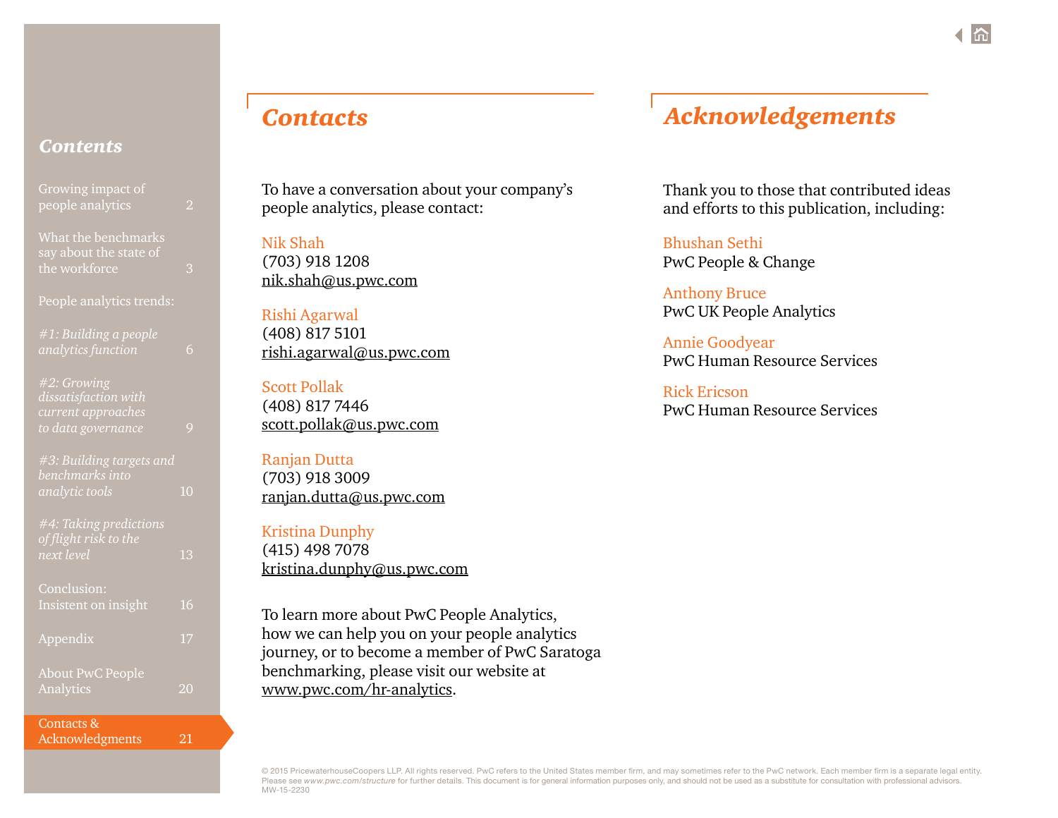## Contents

Growing impact of people analytics 2

What the benchmarks say about the state of the workforce 3

People analytics trends:

*#1: Building a people analytics function* 6

*#2: Growing dissatisfaction with current approaches to data governance* 9

*#3: Building targets and benchmarks into analytic tools* 10

*#4: Taking predictions of flight risk to the next level* 13

Conclusion: Insistent on insight 16

Appendix 17

About PwC People Analytics 20

Contacts & Acknowledgments 21

## *Contacts*

To have a conversation about your company's people analytics, please contact:

Nik Shah
(703) 918 1208
nik.shah@us.pwc.com

Rishi Agarwal
(408) 817 5101
rishi.agarwal@us.pwc.com

Scott Pollak
(408) 817 7446
scott.pollak@us.pwc.com

Ranjan Dutta
(703) 918 3009
ranjan.dutta@us.pwc.com

Kristina Dunphy
(415) 498 7078
kristina.dunphy@us.pwc.com

To learn more about PwC People Analytics, how we can help you on your people analytics journey, or to become a member of PwC Saratoga benchmarking, please visit our website at www.pwc.com/hr-analytics.

## *Acknowledgements*

Thank you to those that contributed ideas and efforts to this publication, including:

Bhushan Sethi
PwC People & Change

Anthony Bruce
PwC UK People Analytics

Annie Goodyear
PwC Human Resource Services

Rick Ericson
PwC Human Resource Services

© 2015 PricewaterhouseCoopers LLP. All rights reserved. PwC refers to the United States member firm, and may sometimes refer to the PwC network. Each member firm is a separate legal entity. Please see *www.pwc.com/structure* for further details. This document is for general information purposes only, and should not be used as a substitute for consultation with professional advisors.
MW-15-2230